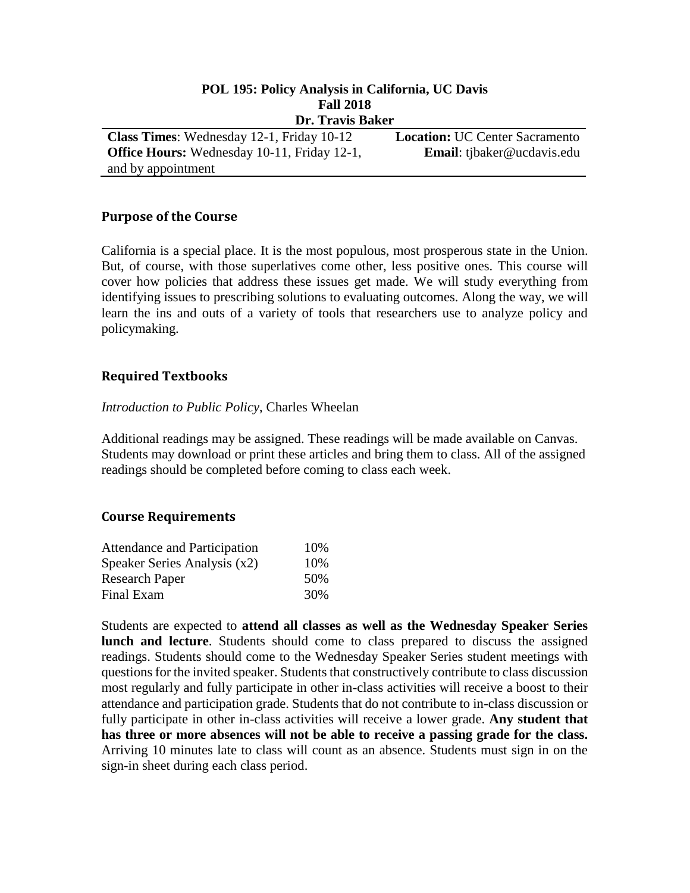**POL 195: Policy Analysis in California, UC Davis**
**Fall 2018**
**Dr. Travis Baker**

| | |
|---|---|
| **Class Times**: Wednesday 12-1, Friday 10-12 | **Location:** UC Center Sacramento |
| **Office Hours:** Wednesday 10-11, Friday 12-1, and by appointment | **Email**: tjbaker@ucdavis.edu |

### Purpose of the Course

California is a special place. It is the most populous, most prosperous state in the Union. But, of course, with those superlatives come other, less positive ones. This course will cover how policies that address these issues get made. We will study everything from identifying issues to prescribing solutions to evaluating outcomes. Along the way, we will learn the ins and outs of a variety of tools that researchers use to analyze policy and policymaking.

### Required Textbooks

*Introduction to Public Policy*, Charles Wheelan

Additional readings may be assigned. These readings will be made available on Canvas. Students may download or print these articles and bring them to class. All of the assigned readings should be completed before coming to class each week.

### Course Requirements

| | |
|---|---|
| Attendance and Participation | 10% |
| Speaker Series Analysis (x2) | 10% |
| Research Paper | 50% |
| Final Exam | 30% |

Students are expected to **attend all classes as well as the Wednesday Speaker Series lunch and lecture**. Students should come to class prepared to discuss the assigned readings. Students should come to the Wednesday Speaker Series student meetings with questions for the invited speaker. Students that constructively contribute to class discussion most regularly and fully participate in other in-class activities will receive a boost to their attendance and participation grade. Students that do not contribute to in-class discussion or fully participate in other in-class activities will receive a lower grade. **Any student that has three or more absences will not be able to receive a passing grade for the class.** Arriving 10 minutes late to class will count as an absence. Students must sign in on the sign-in sheet during each class period.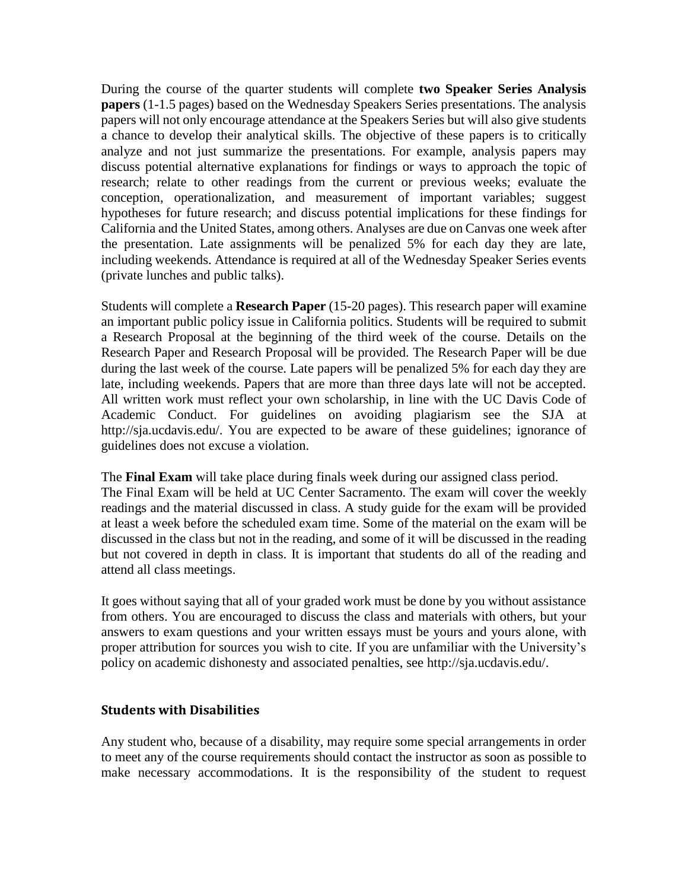During the course of the quarter students will complete **two Speaker Series Analysis papers** (1-1.5 pages) based on the Wednesday Speakers Series presentations. The analysis papers will not only encourage attendance at the Speakers Series but will also give students a chance to develop their analytical skills. The objective of these papers is to critically analyze and not just summarize the presentations. For example, analysis papers may discuss potential alternative explanations for findings or ways to approach the topic of research; relate to other readings from the current or previous weeks; evaluate the conception, operationalization, and measurement of important variables; suggest hypotheses for future research; and discuss potential implications for these findings for California and the United States, among others. Analyses are due on Canvas one week after the presentation. Late assignments will be penalized 5% for each day they are late, including weekends. Attendance is required at all of the Wednesday Speaker Series events (private lunches and public talks).

Students will complete a **Research Paper** (15-20 pages). This research paper will examine an important public policy issue in California politics. Students will be required to submit a Research Proposal at the beginning of the third week of the course. Details on the Research Paper and Research Proposal will be provided. The Research Paper will be due during the last week of the course. Late papers will be penalized 5% for each day they are late, including weekends. Papers that are more than three days late will not be accepted. All written work must reflect your own scholarship, in line with the UC Davis Code of Academic Conduct. For guidelines on avoiding plagiarism see the SJA at http://sja.ucdavis.edu/. You are expected to be aware of these guidelines; ignorance of guidelines does not excuse a violation.

The **Final Exam** will take place during finals week during our assigned class period. The Final Exam will be held at UC Center Sacramento. The exam will cover the weekly readings and the material discussed in class. A study guide for the exam will be provided at least a week before the scheduled exam time. Some of the material on the exam will be discussed in the class but not in the reading, and some of it will be discussed in the reading but not covered in depth in class. It is important that students do all of the reading and attend all class meetings.

It goes without saying that all of your graded work must be done by you without assistance from others. You are encouraged to discuss the class and materials with others, but your answers to exam questions and your written essays must be yours and yours alone, with proper attribution for sources you wish to cite. If you are unfamiliar with the University's policy on academic dishonesty and associated penalties, see http://sja.ucdavis.edu/.

## Students with Disabilities

Any student who, because of a disability, may require some special arrangements in order to meet any of the course requirements should contact the instructor as soon as possible to make necessary accommodations. It is the responsibility of the student to request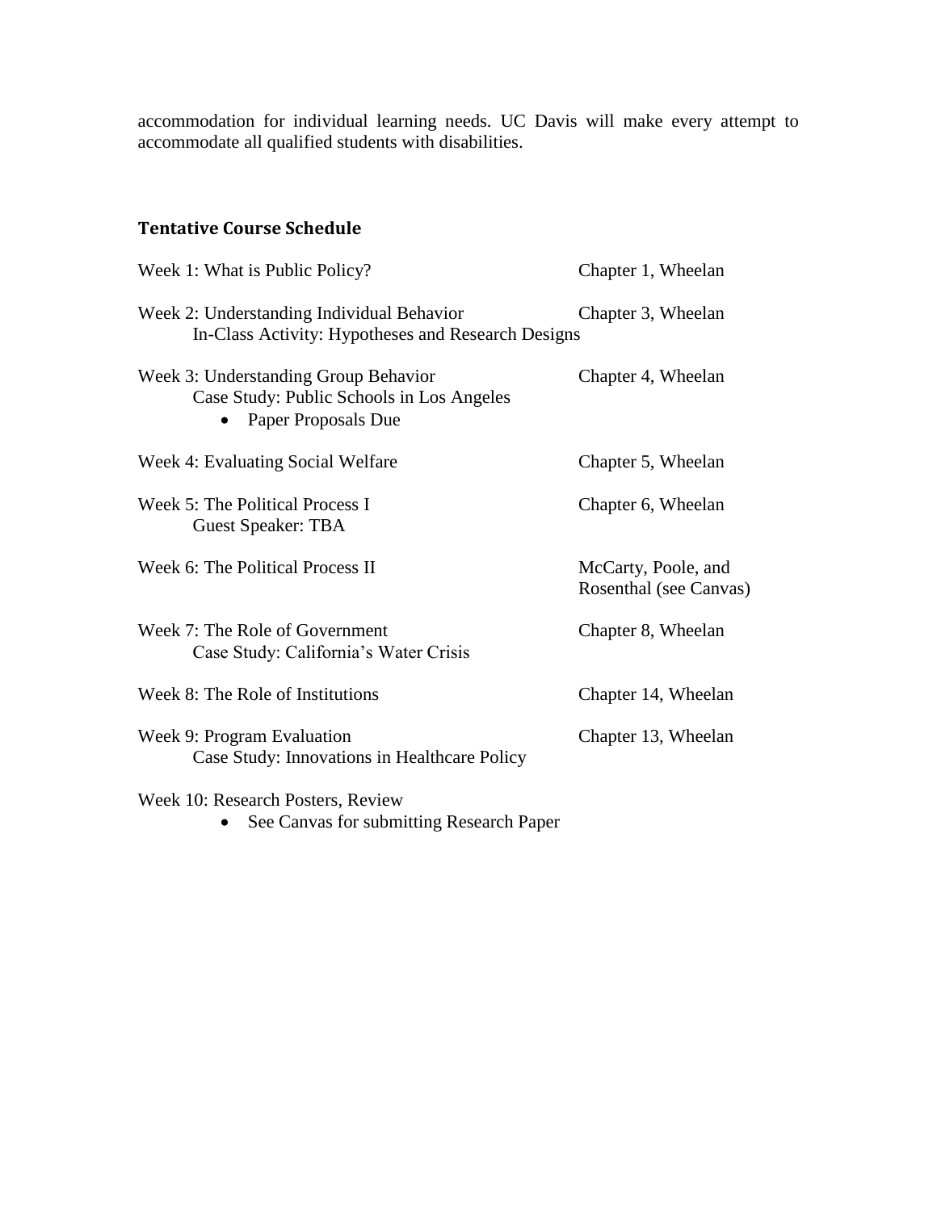accommodation for individual learning needs. UC Davis will make every attempt to accommodate all qualified students with disabilities.

## Tentative Course Schedule

| | |
|---|---|
| Week 1: What is Public Policy? | Chapter 1, Wheelan |
| Week 2: Understanding Individual Behavior<br>In-Class Activity: Hypotheses and Research Designs | Chapter 3, Wheelan |
| Week 3: Understanding Group Behavior<br>Case Study: Public Schools in Los Angeles<br>• Paper Proposals Due | Chapter 4, Wheelan |
| Week 4: Evaluating Social Welfare | Chapter 5, Wheelan |
| Week 5: The Political Process I<br>Guest Speaker: TBA | Chapter 6, Wheelan |
| Week 6: The Political Process II | McCarty, Poole, and Rosenthal (see Canvas) |
| Week 7: The Role of Government<br>Case Study: California's Water Crisis | Chapter 8, Wheelan |
| Week 8: The Role of Institutions | Chapter 14, Wheelan |
| Week 9: Program Evaluation<br>Case Study: Innovations in Healthcare Policy | Chapter 13, Wheelan |
| Week 10: Research Posters, Review<br>• See Canvas for submitting Research Paper | |